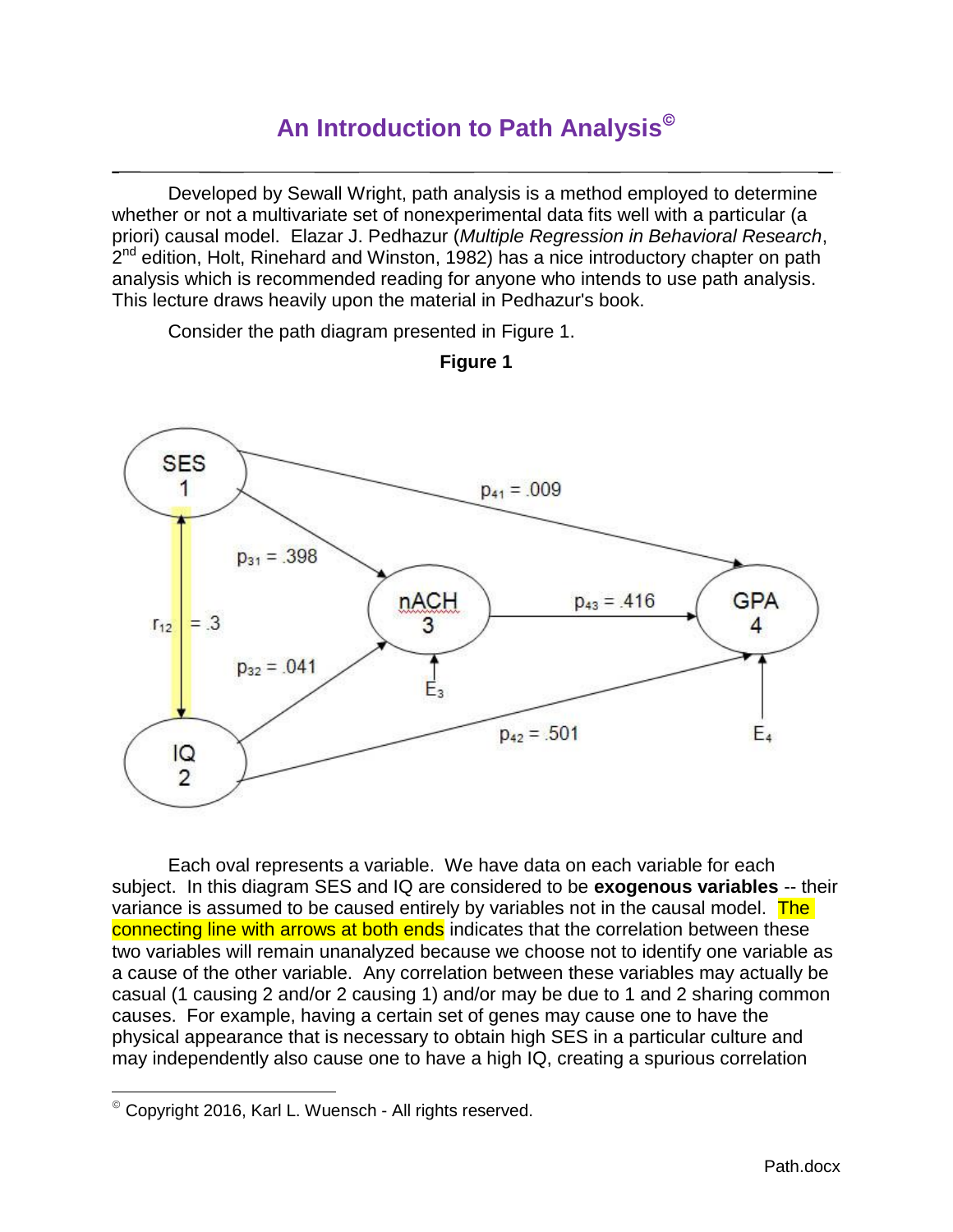# An Introduction to Path Analysis©

Developed by Sewall Wright, path analysis is a method employed to determine whether or not a multivariate set of nonexperimental data fits well with a particular (a priori) causal model. Elazar J. Pedhazur (*Multiple Regression in Behavioral Research*, 2nd edition, Holt, Rinehard and Winston, 1982) has a nice introductory chapter on path analysis which is recommended reading for anyone who intends to use path analysis. This lecture draws heavily upon the material in Pedhazur's book.

Consider the path diagram presented in Figure 1.

**Figure 1**

SES 1 → GPA 4: $p_{41} = .009$

SES 1 → nACH 3: $p_{31} = .398$

SES 1 ↔ IQ 2: $r_{12} = .3$

IQ 2 → nACH 3: $p_{32} = .041$

nACH 3 → GPA 4: $p_{43} = .416$

IQ 2 → GPA 4: $p_{42} = .501$

$E_3$ → nACH 3

$E_4$ → GPA 4

Each oval represents a variable. We have data on each variable for each subject. In this diagram SES and IQ are considered to be **exogenous variables** -- their variance is assumed to be caused entirely by variables not in the causal model. The connecting line with arrows at both ends indicates that the correlation between these two variables will remain unanalyzed because we choose not to identify one variable as a cause of the other variable. Any correlation between these variables may actually be casual (1 causing 2 and/or 2 causing 1) and/or may be due to 1 and 2 sharing common causes. For example, having a certain set of genes may cause one to have the physical appearance that is necessary to obtain high SES in a particular culture and may independently also cause one to have a high IQ, creating a spurious correlation

© Copyright 2016, Karl L. Wuensch - All rights reserved.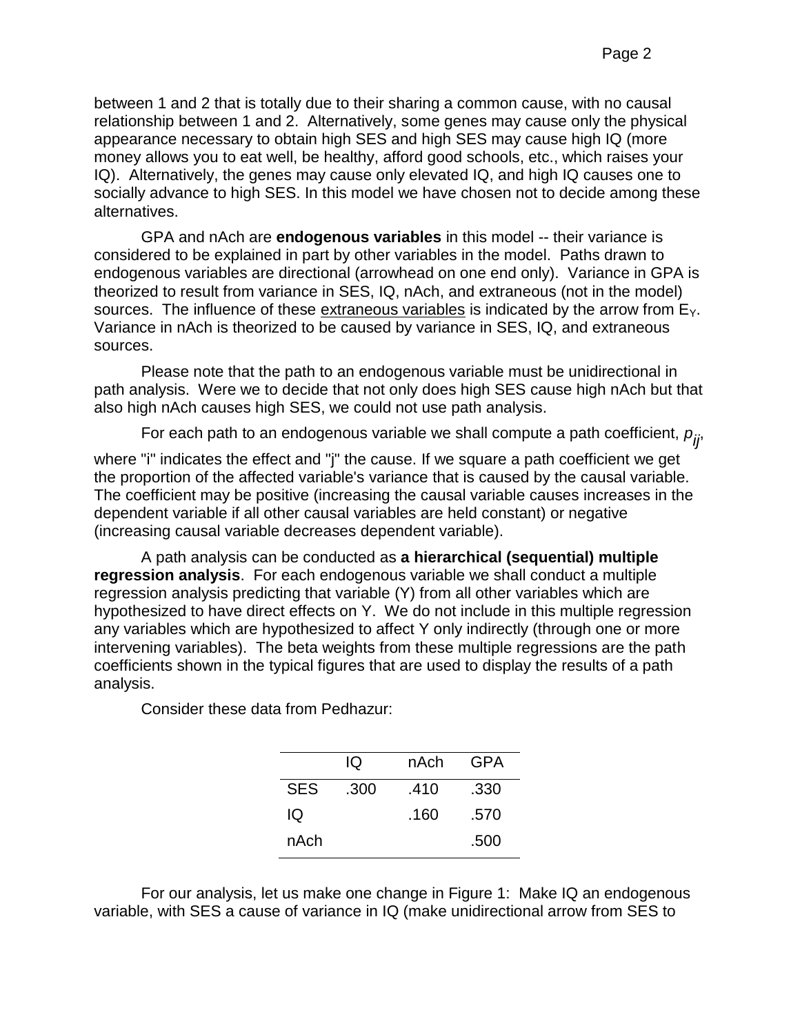between 1 and 2 that is totally due to their sharing a common cause, with no causal relationship between 1 and 2. Alternatively, some genes may cause only the physical appearance necessary to obtain high SES and high SES may cause high IQ (more money allows you to eat well, be healthy, afford good schools, etc., which raises your IQ). Alternatively, the genes may cause only elevated IQ, and high IQ causes one to socially advance to high SES. In this model we have chosen not to decide among these alternatives.

GPA and nAch are **endogenous variables** in this model -- their variance is considered to be explained in part by other variables in the model. Paths drawn to endogenous variables are directional (arrowhead on one end only). Variance in GPA is theorized to result from variance in SES, IQ, nAch, and extraneous (not in the model) sources. The influence of these extraneous variables is indicated by the arrow from $E_Y$. Variance in nAch is theorized to be caused by variance in SES, IQ, and extraneous sources.

Please note that the path to an endogenous variable must be unidirectional in path analysis. Were we to decide that not only does high SES cause high nAch but that also high nAch causes high SES, we could not use path analysis.

For each path to an endogenous variable we shall compute a path coefficient, $p_{ij}$, where "i" indicates the effect and "j" the cause. If we square a path coefficient we get the proportion of the affected variable's variance that is caused by the causal variable. The coefficient may be positive (increasing the causal variable causes increases in the dependent variable if all other causal variables are held constant) or negative (increasing causal variable decreases dependent variable).

A path analysis can be conducted as **a hierarchical (sequential) multiple regression analysis**. For each endogenous variable we shall conduct a multiple regression analysis predicting that variable (Y) from all other variables which are hypothesized to have direct effects on Y. We do not include in this multiple regression any variables which are hypothesized to affect Y only indirectly (through one or more intervening variables). The beta weights from these multiple regressions are the path coefficients shown in the typical figures that are used to display the results of a path analysis.

Consider these data from Pedhazur:

| | IQ | nAch | GPA |
|---|---|---|---|
| SES | .300 | .410 | .330 |
| IQ | | .160 | .570 |
| nAch | | | .500 |

For our analysis, let us make one change in Figure 1: Make IQ an endogenous variable, with SES a cause of variance in IQ (make unidirectional arrow from SES to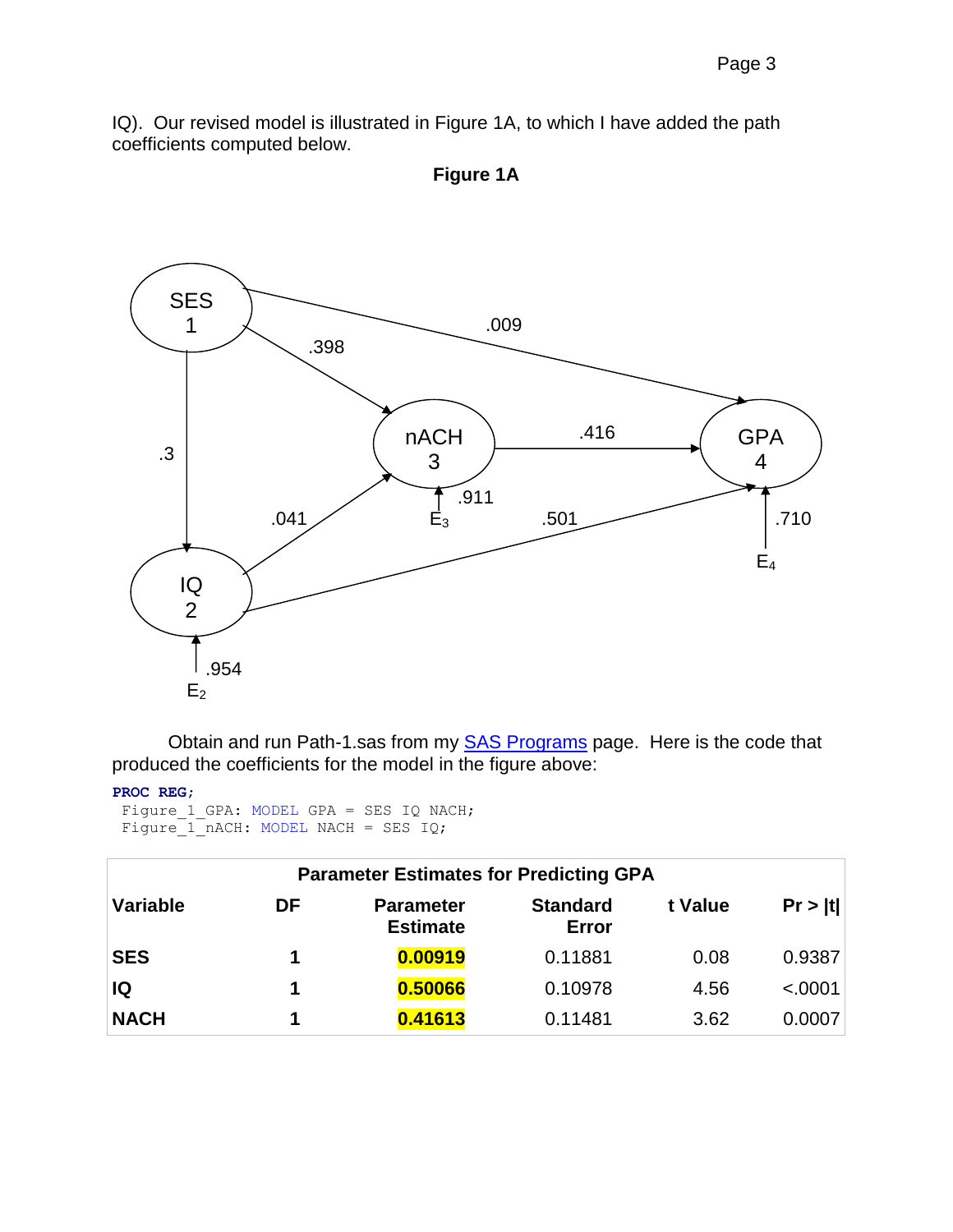IQ). Our revised model is illustrated in Figure 1A, to which I have added the path coefficients computed below.

**Figure 1A**

Obtain and run Path-1.sas from my [SAS Programs](SAS Programs) page. Here is the code that produced the coefficients for the model in the figure above:

```
PROC REG;
 Figure_1_GPA: MODEL GPA = SES IQ NACH;
 Figure_1_nACH: MODEL NACH = SES IQ;
```

| Parameter Estimates for Predicting GPA | | | | | |
|---|---|---|---|---|---|
| Variable | DF | Parameter Estimate | Standard Error | t Value | Pr > \|t\| |
| SES | 1 | 0.00919 | 0.11881 | 0.08 | 0.9387 |
| IQ | 1 | 0.50066 | 0.10978 | 4.56 | <.0001 |
| NACH | 1 | 0.41613 | 0.11481 | 3.62 | 0.0007 |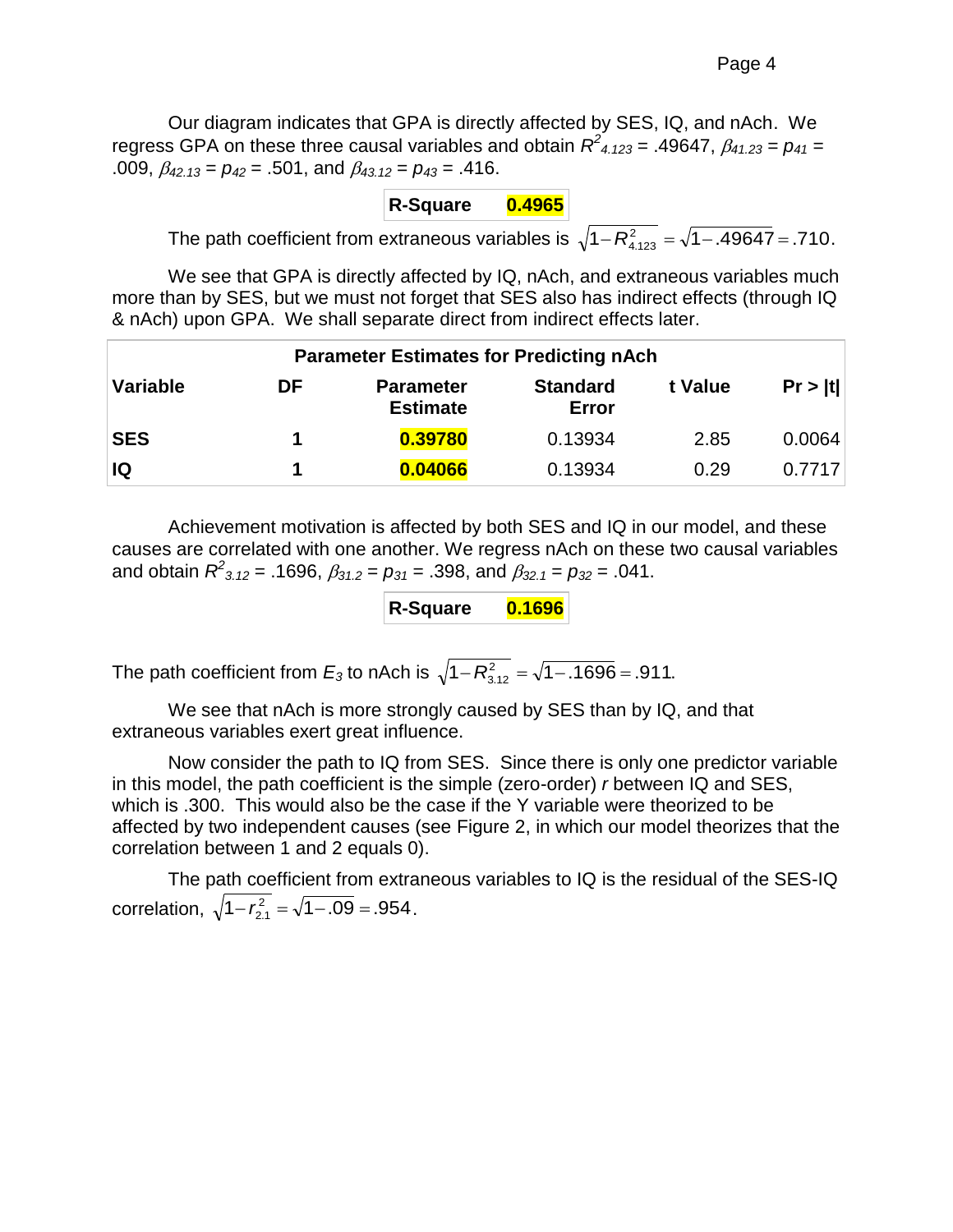Our diagram indicates that GPA is directly affected by SES, IQ, and nAch. We regress GPA on these three causal variables and obtain $R^2_{4.123}$ = .49647, $\beta_{41.23} = p_{41}$ = .009, $\beta_{42.13} = p_{42}$ = .501, and $\beta_{43.12} = p_{43}$ = .416.

| R-Square | **0.4965** |
|---|---|

The path coefficient from extraneous variables is $\sqrt{1-R^2_{4.123}} = \sqrt{1-.49647} = .710$.

We see that GPA is directly affected by IQ, nAch, and extraneous variables much more than by SES, but we must not forget that SES also has indirect effects (through IQ & nAch) upon GPA. We shall separate direct from indirect effects later.

| Parameter Estimates for Predicting nAch | | | | | |
|---|---|---|---|---|---|
| **Variable** | **DF** | **Parameter Estimate** | **Standard Error** | **t Value** | **Pr > \|t\|** |
| **SES** | **1** | **0.39780** | 0.13934 | 2.85 | 0.0064 |
| **IQ** | **1** | **0.04066** | 0.13934 | 0.29 | 0.7717 |

Achievement motivation is affected by both SES and IQ in our model, and these causes are correlated with one another. We regress nAch on these two causal variables and obtain $R^2_{3.12}$ = .1696, $\beta_{31.2} = p_{31}$ = .398, and $\beta_{32.1} = p_{32}$ = .041.

| R-Square | **0.1696** |
|---|---|

The path coefficient from $E_3$ to nAch is $\sqrt{1-R^2_{3.12}} = \sqrt{1-.1696} = .911$.

We see that nAch is more strongly caused by SES than by IQ, and that extraneous variables exert great influence.

Now consider the path to IQ from SES. Since there is only one predictor variable in this model, the path coefficient is the simple (zero-order) *r* between IQ and SES, which is .300. This would also be the case if the Y variable were theorized to be affected by two independent causes (see Figure 2, in which our model theorizes that the correlation between 1 and 2 equals 0).

The path coefficient from extraneous variables to IQ is the residual of the SES-IQ correlation, $\sqrt{1-r^2_{2.1}} = \sqrt{1-.09} = .954$.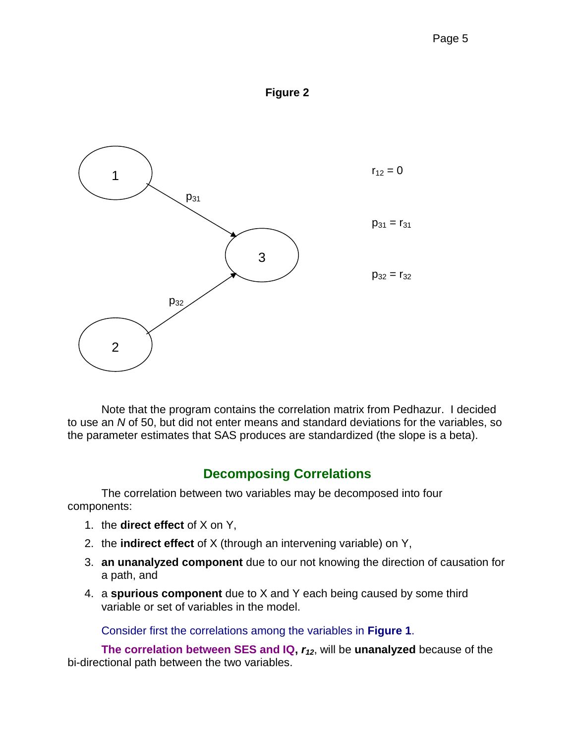**Figure 2**

$r_{12} = 0$

$p_{31} = r_{31}$

$p_{32} = r_{32}$

Note that the program contains the correlation matrix from Pedhazur. I decided to use an *N* of 50, but did not enter means and standard deviations for the variables, so the parameter estimates that SAS produces are standardized (the slope is a beta).

## Decomposing Correlations

The correlation between two variables may be decomposed into four components:

1. the **direct effect** of X on Y,
2. the **indirect effect** of X (through an intervening variable) on Y,
3. **an unanalyzed component** due to our not knowing the direction of causation for a path, and
4. a **spurious component** due to X and Y each being caused by some third variable or set of variables in the model.

Consider first the correlations among the variables in **Figure 1**.

**The correlation between SES and IQ, $r_{12}$**, will be **unanalyzed** because of the bi-directional path between the two variables.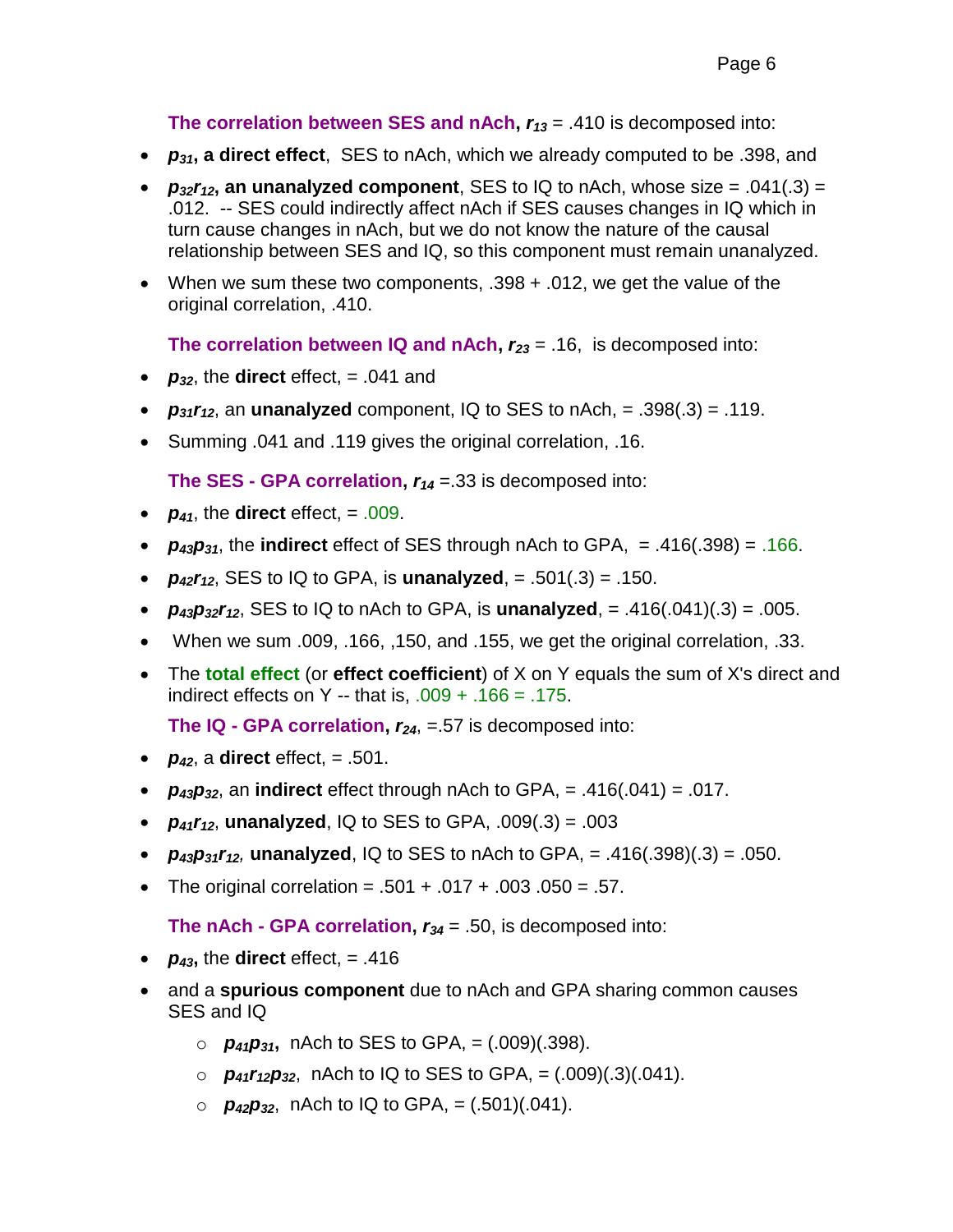**The correlation between SES and nAch,** $r_{13}$ = .410 is decomposed into:

- $p_{31}$**, a direct effect**, SES to nAch, which we already computed to be .398, and
- $p_{32}r_{12}$**, an unanalyzed component**, SES to IQ to nAch, whose size = .041(.3) = .012. -- SES could indirectly affect nAch if SES causes changes in IQ which in turn cause changes in nAch, but we do not know the nature of the causal relationship between SES and IQ, so this component must remain unanalyzed.
- When we sum these two components, .398 + .012, we get the value of the original correlation, .410.

**The correlation between IQ and nAch,** $r_{23}$ = .16, is decomposed into:

- $p_{32}$, the **direct** effect, = .041 and
- $p_{31}r_{12}$, an **unanalyzed** component, IQ to SES to nAch, = .398(.3) = .119.
- Summing .041 and .119 gives the original correlation, .16.

**The SES - GPA correlation,** $r_{14}$ =.33 is decomposed into:

- $p_{41}$, the **direct** effect, = .009.
- $p_{43}p_{31}$, the **indirect** effect of SES through nAch to GPA, = .416(.398) = .166.
- $p_{42}r_{12}$, SES to IQ to GPA, is **unanalyzed**, = .501(.3) = .150.
- $p_{43}p_{32}r_{12}$, SES to IQ to nAch to GPA, is **unanalyzed**, = .416(.041)(.3) = .005.
- When we sum .009, .166, ,150, and .155, we get the original correlation, .33.
- The **total effect** (or **effect coefficient**) of X on Y equals the sum of X's direct and indirect effects on Y -- that is, .009 + .166 = .175.

**The IQ - GPA correlation,** $r_{24}$, =.57 is decomposed into:

- $p_{42}$, a **direct** effect, = .501.
- $p_{43}p_{32}$, an **indirect** effect through nAch to GPA, = .416(.041) = .017.
- $p_{41}r_{12}$, **unanalyzed**, IQ to SES to GPA, .009(.3) = .003
- $p_{43}p_{31}r_{12}$, **unanalyzed**, IQ to SES to nAch to GPA, = .416(.398)(.3) = .050.
- The original correlation = .501 + .017 + .003 .050 = .57.

**The nAch - GPA correlation,** $r_{34}$ = .50, is decomposed into:

- $p_{43}$**,** the **direct** effect, = .416
- and a **spurious component** due to nAch and GPA sharing common causes SES and IQ
  - $p_{41}p_{31}$**,** nAch to SES to GPA, = (.009)(.398).
  - $p_{41}r_{12}p_{32}$, nAch to IQ to SES to GPA, = (.009)(.3)(.041).
  - $p_{42}p_{32}$, nAch to IQ to GPA, = (.501)(.041).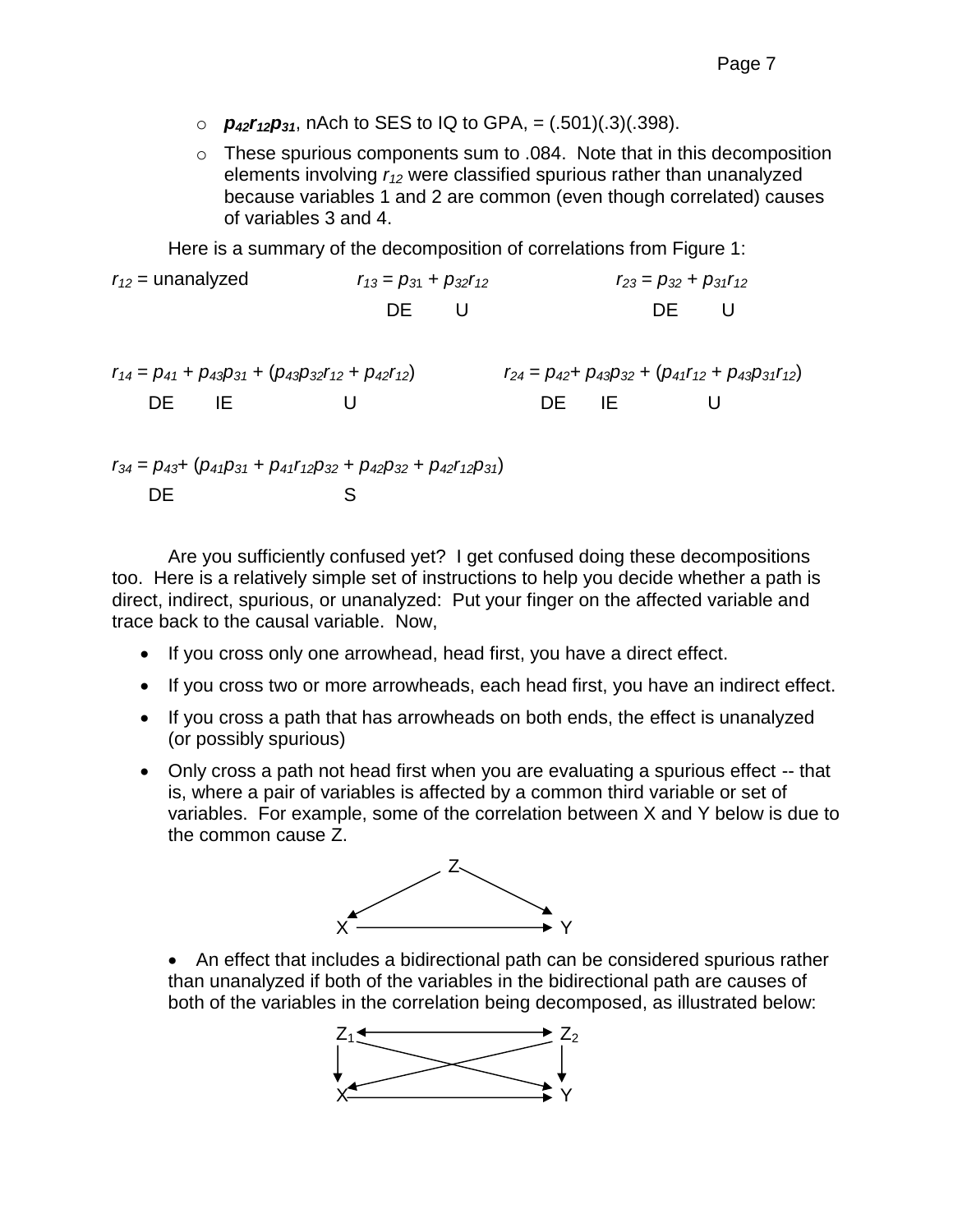- $\boldsymbol{p_{42}r_{12}p_{31}}$, nACh to SES to IQ to GPA, = (.501)(.3)(.398).
- These spurious components sum to .084. Note that in this decomposition elements involving $r_{12}$ were classified spurious rather than unanalyzed because variables 1 and 2 are common (even though correlated) causes of variables 3 and 4.

Here is a summary of the decomposition of correlations from Figure 1:

$r_{12}$ = unanalyzed

$$r_{13} = \underbrace{p_{31}}_{DE} + \underbrace{p_{32}r_{12}}_{U}$$

$$r_{23} = \underbrace{p_{32}}_{DE} + \underbrace{p_{31}r_{12}}_{U}$$

$$r_{14} = \underbrace{p_{41}}_{DE} + \underbrace{p_{43}p_{31}}_{IE} + \underbrace{(p_{43}p_{32}r_{12} + p_{42}r_{12})}_{U}$$

$$r_{24} = \underbrace{p_{42}}_{DE} + \underbrace{p_{43}p_{32}}_{IE} + \underbrace{(p_{41}r_{12} + p_{43}p_{31}r_{12})}_{U}$$

$$r_{34} = \underbrace{p_{43}}_{DE} + \underbrace{(p_{41}p_{31} + p_{41}r_{12}p_{32} + p_{42}p_{32} + p_{42}r_{12}p_{31})}_{S}$$

Are you sufficiently confused yet? I get confused doing these decompositions too. Here is a relatively simple set of instructions to help you decide whether a path is direct, indirect, spurious, or unanalyzed: Put your finger on the affected variable and trace back to the causal variable. Now,

- If you cross only one arrowhead, head first, you have a direct effect.
- If you cross two or more arrowheads, each head first, you have an indirect effect.
- If you cross a path that has arrowheads on both ends, the effect is unanalyzed (or possibly spurious)
- Only cross a path not head first when you are evaluating a spurious effect -- that is, where a pair of variables is affected by a common third variable or set of variables. For example, some of the correlation between X and Y below is due to the common cause Z.

```
          Z
        ↙   ↘
      X ────→ Y
```

- An effect that includes a bidirectional path can be considered spurious rather than unanalyzed if both of the variables in the bidirectional path are causes of both of the variables in the correlation being decomposed, as illustrated below:

```
   Z1 ←──────→ Z2
   │  ╲      ╱  │
   ↓    ╲  ╱    ↓
   X ──────────→ Y
```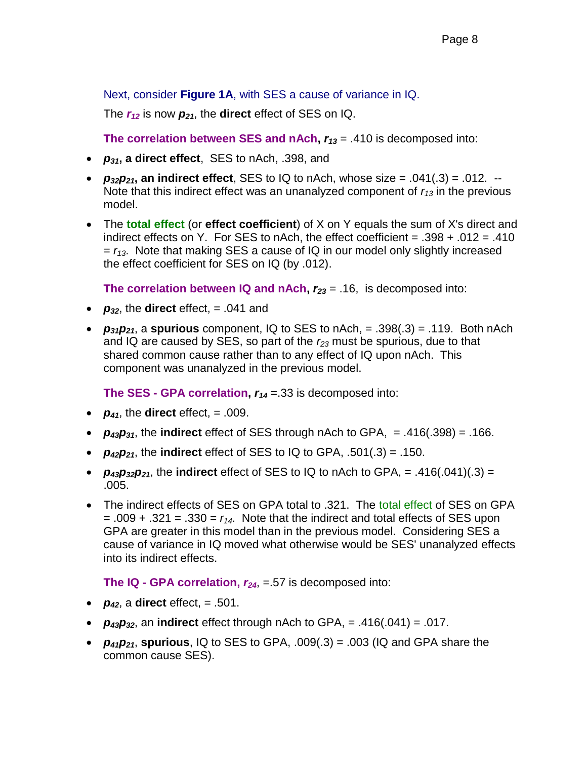Next, consider **Figure 1A**, with SES a cause of variance in IQ.

The $r_{12}$ is now $p_{21}$, the **direct** effect of SES on IQ.

**The correlation between SES and nAch, $r_{13}$** = .410 is decomposed into:

- $p_{31}$**, a direct effect**, SES to nAch, .398, and
- $p_{32}p_{21}$**, an indirect effect**, SES to IQ to nAch, whose size = .041(.3) = .012. -- Note that this indirect effect was an unanalyzed component of $r_{13}$ in the previous model.
- The **total effect** (or **effect coefficient**) of X on Y equals the sum of X's direct and indirect effects on Y. For SES to nAch, the effect coefficient = .398 + .012 = .410 = $r_{13}$. Note that making SES a cause of IQ in our model only slightly increased the effect coefficient for SES on IQ (by .012).

**The correlation between IQ and nAch, $r_{23}$** = .16, is decomposed into:

- $p_{32}$, the **direct** effect, = .041 and
- $p_{31}p_{21}$, a **spurious** component, IQ to SES to nAch, = .398(.3) = .119. Both nAch and IQ are caused by SES, so part of the $r_{23}$ must be spurious, due to that shared common cause rather than to any effect of IQ upon nAch. This component was unanalyzed in the previous model.

**The SES - GPA correlation, $r_{14}$** =.33 is decomposed into:

- $p_{41}$, the **direct** effect, = .009.
- $p_{43}p_{31}$, the **indirect** effect of SES through nAch to GPA, = .416(.398) = .166.
- $p_{42}p_{21}$, the **indirect** effect of SES to IQ to GPA, .501(.3) = .150.
- $p_{43}p_{32}p_{21}$, the **indirect** effect of SES to IQ to nAch to GPA, = .416(.041)(.3) = .005.
- The indirect effects of SES on GPA total to .321. The total effect of SES on GPA = .009 + .321 = .330 = $r_{14}$. Note that the indirect and total effects of SES upon GPA are greater in this model than in the previous model. Considering SES a cause of variance in IQ moved what otherwise would be SES' unanalyzed effects into its indirect effects.

**The IQ - GPA correlation, $r_{24}$**, =.57 is decomposed into:

- $p_{42}$, a **direct** effect, = .501.
- $p_{43}p_{32}$, an **indirect** effect through nAch to GPA, = .416(.041) = .017.
- $p_{41}p_{21}$, **spurious**, IQ to SES to GPA, .009(.3) = .003 (IQ and GPA share the common cause SES).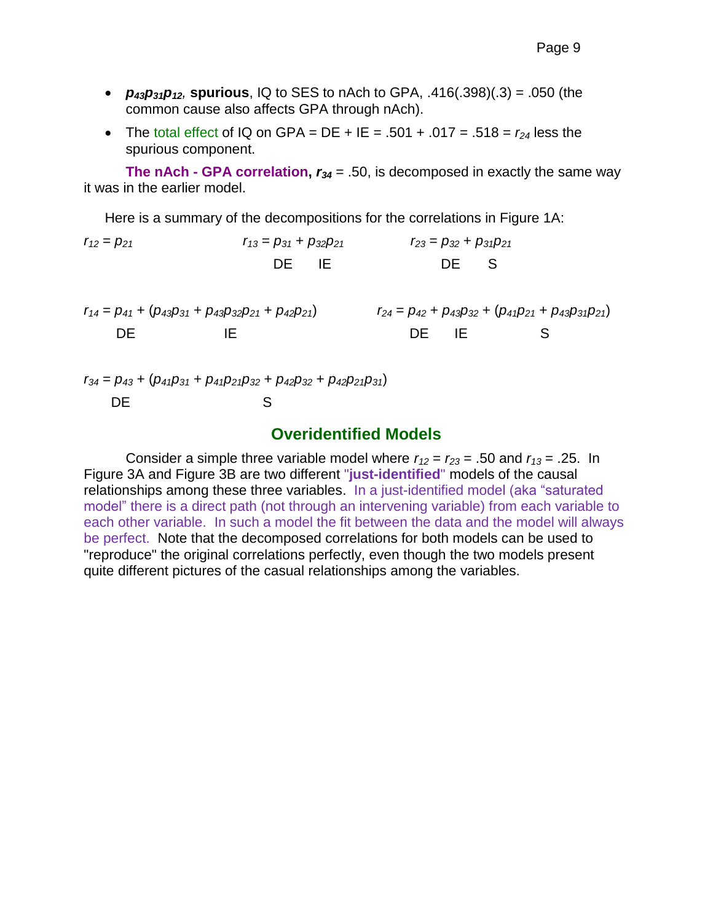- $p_{43}p_{31}p_{12}$, **spurious**, IQ to SES to nAch to GPA, .416(.398)(.3) = .050 (the common cause also affects GPA through nAch).
- The total effect of IQ on GPA = DE + IE = .501 + .017 = .518 = $r_{24}$ less the spurious component.

**The nAch - GPA correlation, $r_{34}$** = .50, is decomposed in exactly the same way it was in the earlier model.

Here is a summary of the decompositions for the correlations in Figure 1A:

$r_{12} = p_{21}$

$r_{13} = p_{31} + p_{32}p_{21}$ (DE: $p_{31}$; IE: $p_{32}p_{21}$)

$r_{23} = p_{32} + p_{31}p_{21}$ (DE: $p_{32}$; S: $p_{31}p_{21}$)

$r_{14} = p_{41} + (p_{43}p_{31} + p_{43}p_{32}p_{21} + p_{42}p_{21})$ (DE: $p_{41}$; IE: $(p_{43}p_{31} + p_{43}p_{32}p_{21} + p_{42}p_{21})$)

$r_{24} = p_{42} + p_{43}p_{32} + (p_{41}p_{21} + p_{43}p_{31}p_{21})$ (DE: $p_{42}$; IE: $p_{43}p_{32}$; S: $(p_{41}p_{21} + p_{43}p_{31}p_{21})$)

$r_{34} = p_{43} + (p_{41}p_{31} + p_{41}p_{21}p_{32} + p_{42}p_{32} + p_{42}p_{21}p_{31})$ (DE: $p_{43}$; S: $(p_{41}p_{31} + p_{41}p_{21}p_{32} + p_{42}p_{32} + p_{42}p_{21}p_{31})$)

## Overidentified Models

Consider a simple three variable model where $r_{12} = r_{23} = .50$ and $r_{13} = .25$. In Figure 3A and Figure 3B are two different "**just-identified**" models of the causal relationships among these three variables. In a just-identified model (aka "saturated model" there is a direct path (not through an intervening variable) from each variable to each other variable. In such a model the fit between the data and the model will always be perfect. Note that the decomposed correlations for both models can be used to "reproduce" the original correlations perfectly, even though the two models present quite different pictures of the casual relationships among the variables.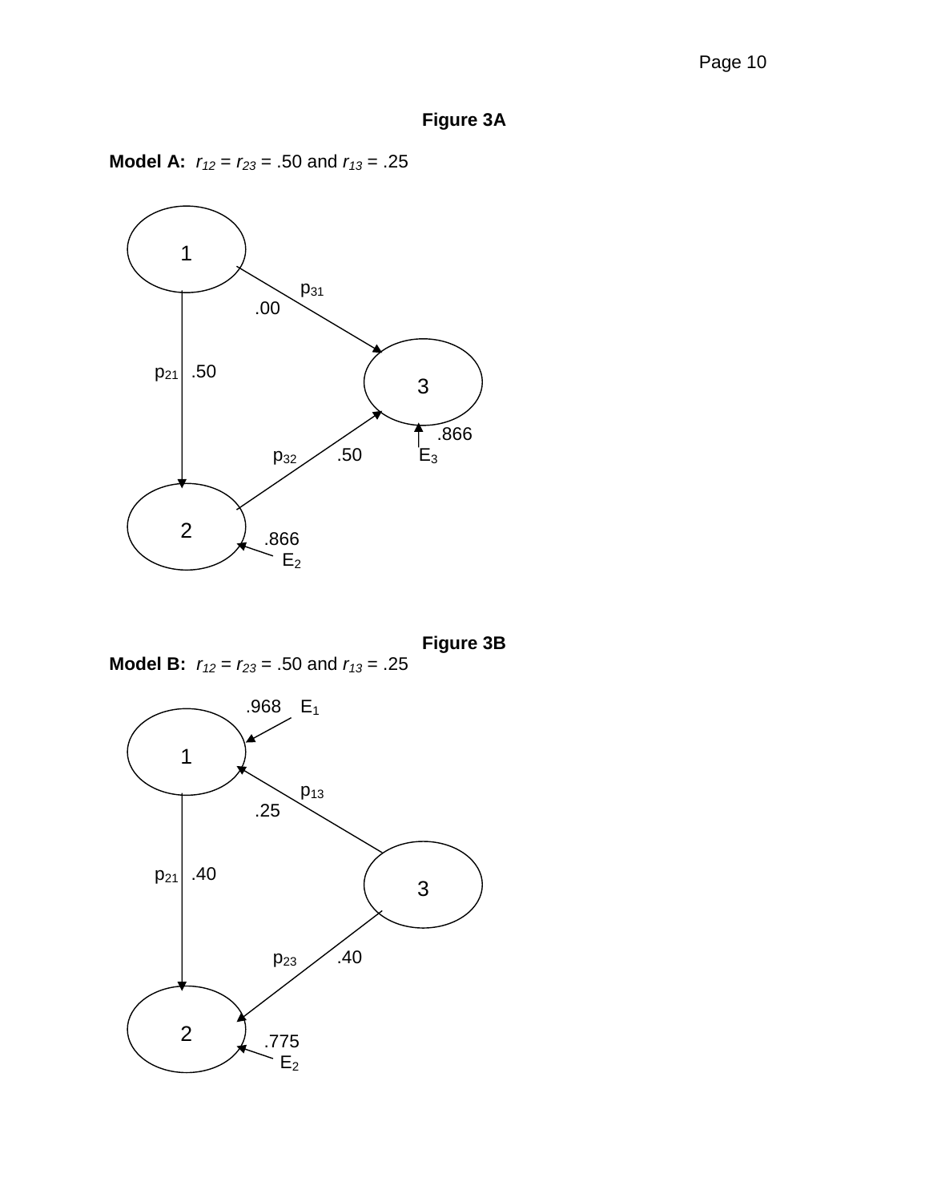**Figure 3A**

**Model A:** $r_{12} = r_{23} = .50$ and $r_{13} = .25$

1

$p_{31}$

.00

$p_{21}$ .50

3

.866

$p_{32}$ .50 $E_3$

2

.866

$E_2$

**Figure 3B**

**Model B:** $r_{12} = r_{23} = .50$ and $r_{13} = .25$

.968 $E_1$

1

$p_{13}$

.25

$p_{21}$ .40

3

$p_{23}$ .40

2

.775

$E_2$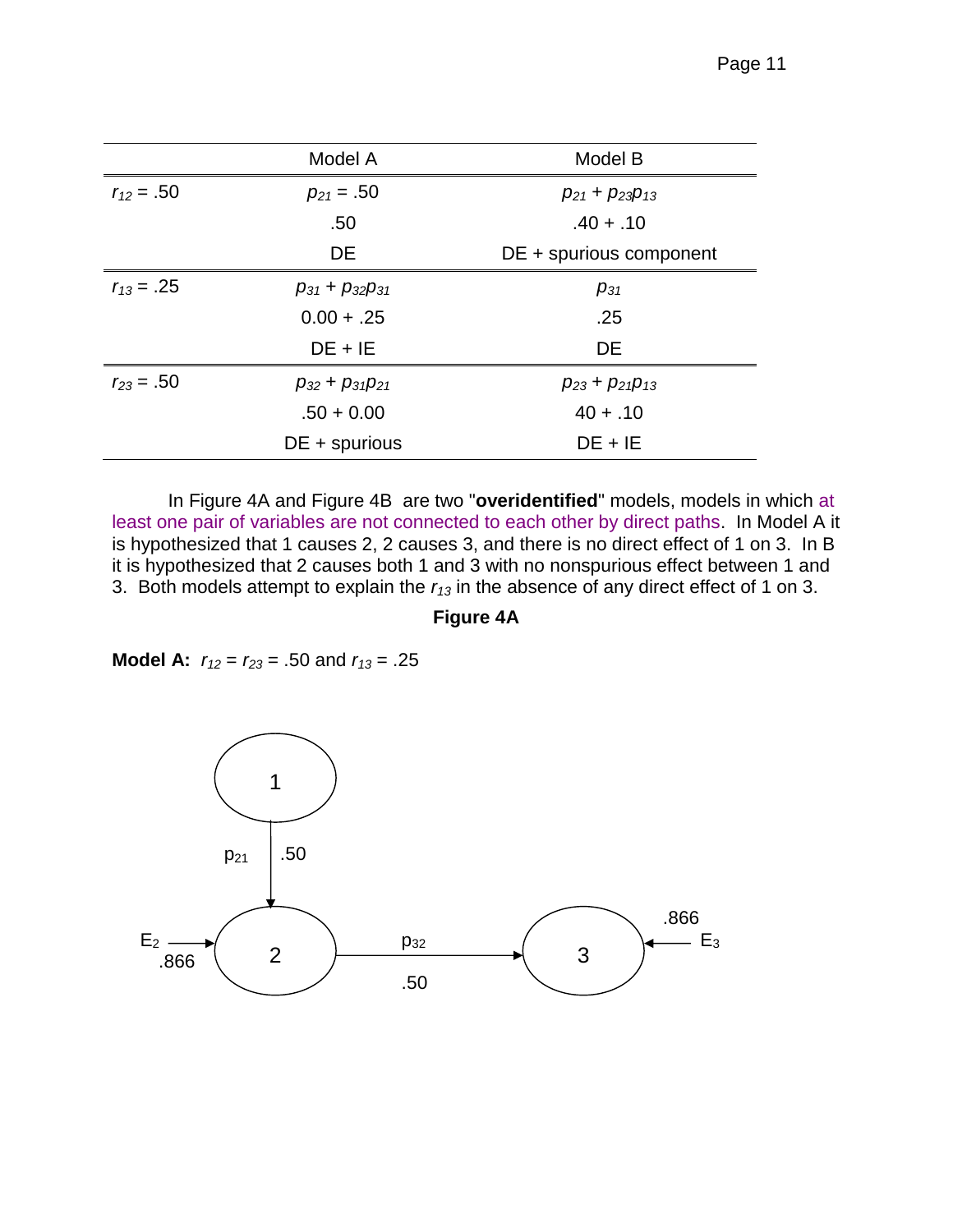| | Model A | Model B |
|---|---|---|
| $r_{12} = .50$ | $p_{21} = .50$ | $p_{21} + p_{23}p_{13}$ |
| | .50 | .40 + .10 |
| | DE | DE + spurious component |
| $r_{13} = .25$ | $p_{31} + p_{32}p_{31}$ | $p_{31}$ |
| | 0.00 + .25 | .25 |
| | DE + IE | DE |
| $r_{23} = .50$ | $p_{32} + p_{31}p_{21}$ | $p_{23} + p_{21}p_{13}$ |
| | .50 + 0.00 | 40 + .10 |
| | DE + spurious | DE + IE |

In Figure 4A and Figure 4B are two "**overidentified**" models, models in which at least one pair of variables are not connected to each other by direct paths. In Model A it is hypothesized that 1 causes 2, 2 causes 3, and there is no direct effect of 1 on 3. In B it is hypothesized that 2 causes both 1 and 3 with no nonspurious effect between 1 and 3. Both models attempt to explain the $r_{13}$ in the absence of any direct effect of 1 on 3.

**Figure 4A**

**Model A:** $r_{12} = r_{23} = .50$ and $r_{13} = .25$

1 → 2: $p_{21}$ .50

2 → 3: $p_{32}$ .50

$E_2$ → 2: .866

$E_3$ → 3: .866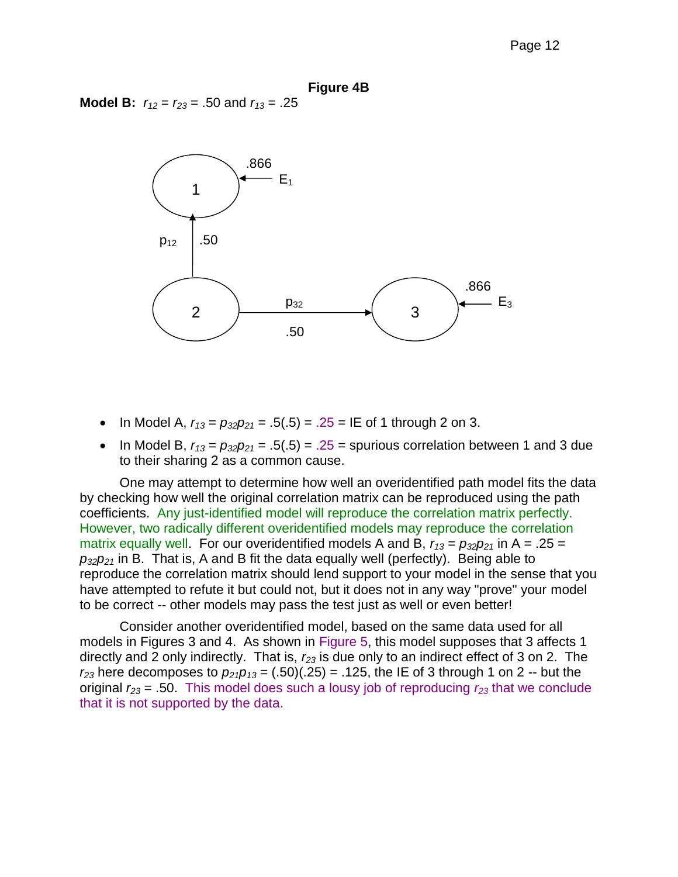**Figure 4B**

**Model B:** $r_{12} = r_{23} = .50$ and $r_{13} = .25$

- In Model A, $r_{13} = p_{32}p_{21} = .5(.5) = .25$ = IE of 1 through 2 on 3.
- In Model B, $r_{13} = p_{32}p_{21} = .5(.5) = .25$ = spurious correlation between 1 and 3 due to their sharing 2 as a common cause.

One may attempt to determine how well an overidentified path model fits the data by checking how well the original correlation matrix can be reproduced using the path coefficients. Any just-identified model will reproduce the correlation matrix perfectly. However, two radically different overidentified models may reproduce the correlation matrix equally well. For our overidentified models A and B, $r_{13} = p_{32}p_{21}$ in A = .25 = $p_{32}p_{21}$ in B. That is, A and B fit the data equally well (perfectly). Being able to reproduce the correlation matrix should lend support to your model in the sense that you have attempted to refute it but could not, but it does not in any way "prove" your model to be correct -- other models may pass the test just as well or even better!

Consider another overidentified model, based on the same data used for all models in Figures 3 and 4. As shown in Figure 5, this model supposes that 3 affects 1 directly and 2 only indirectly. That is, $r_{23}$ is due only to an indirect effect of 3 on 2. The $r_{23}$ here decomposes to $p_{21}p_{13} = (.50)(.25) = .125$, the IE of 3 through 1 on 2 -- but the original $r_{23} = .50$. This model does such a lousy job of reproducing $r_{23}$ that we conclude that it is not supported by the data.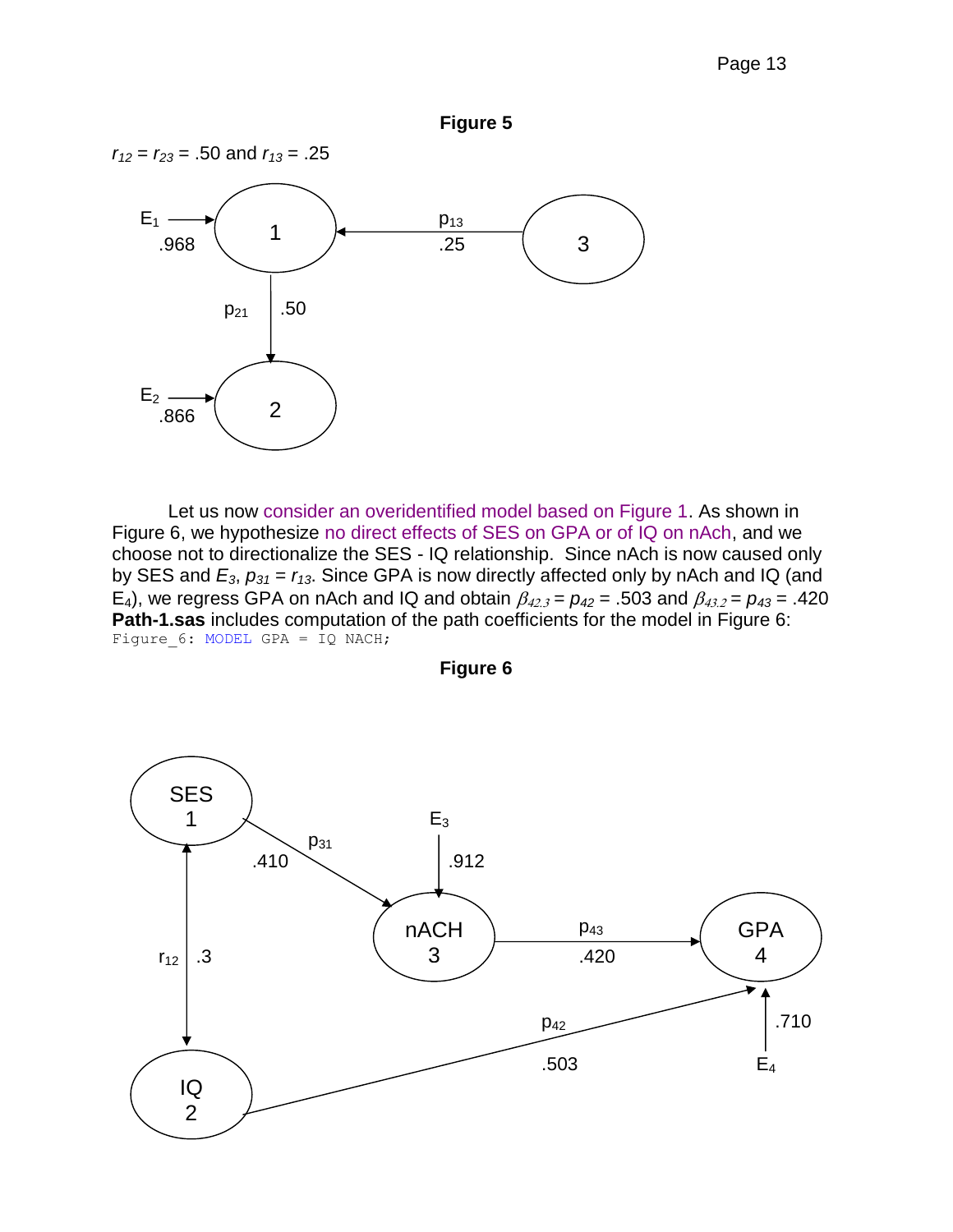**Figure 5**

$r_{12} = r_{23} = .50$ and $r_{13} = .25$

Let us now consider an overidentified model based on Figure 1. As shown in Figure 6, we hypothesize no direct effects of SES on GPA or of IQ on nAch, and we choose not to directionalize the SES - IQ relationship. Since nAch is now caused only by SES and $E_3$, $p_{31} = r_{13}$. Since GPA is now directly affected only by nAch and IQ (and $E_4$), we regress GPA on nAch and IQ and obtain $\beta_{42.3} = p_{42} = .503$ and $\beta_{43.2} = p_{43} = .420$ **Path-1.sas** includes computation of the path coefficients for the model in Figure 6:

```
Figure_6: MODEL GPA = IQ NACH;
```

**Figure 6**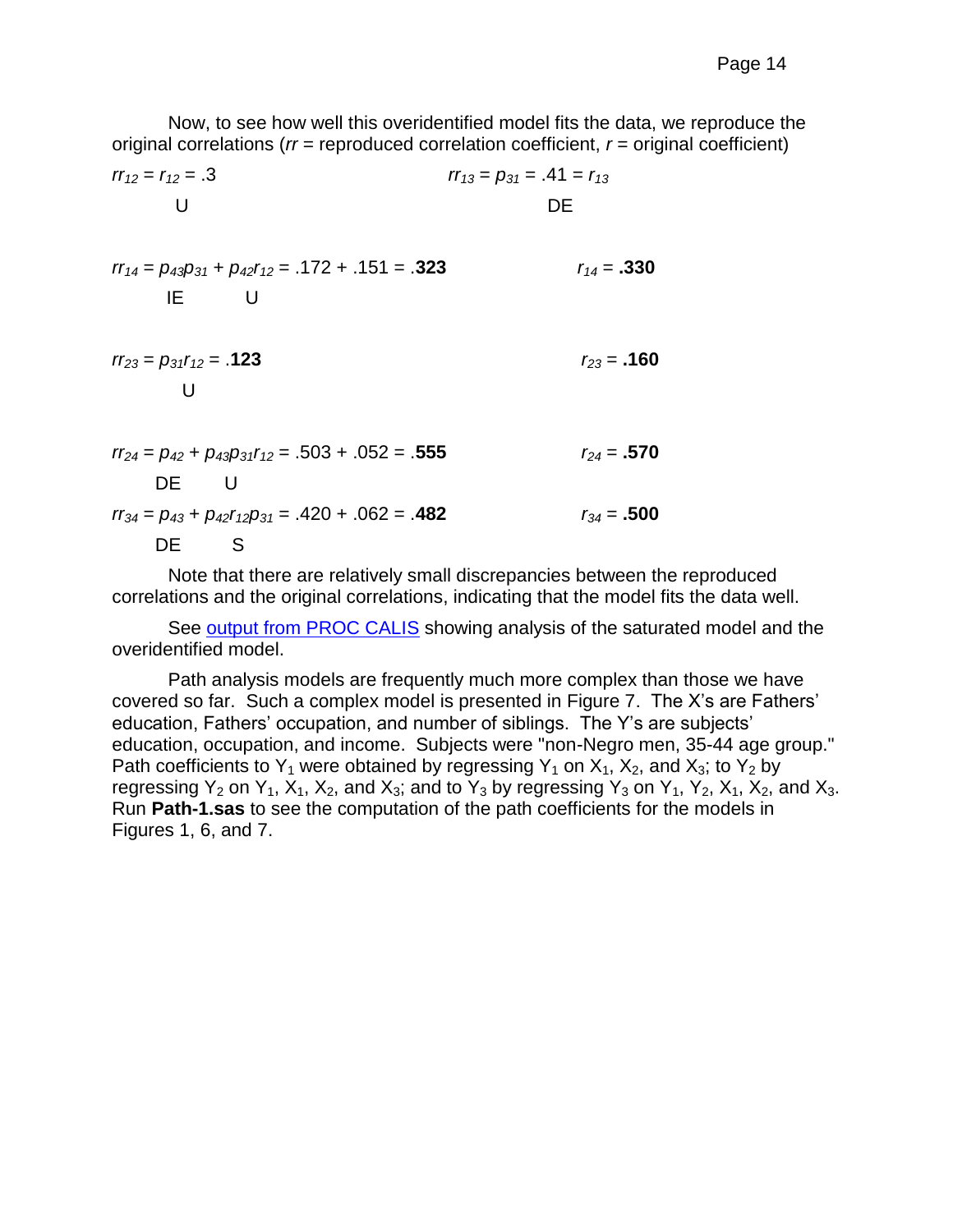Now, to see how well this overidentified model fits the data, we reproduce the original correlations (*rr* = reproduced correlation coefficient, *r* = original coefficient)

$rr_{12} = r_{12} = .3$ $\qquad\qquad\qquad$ $rr_{13} = p_{31} = .41 = r_{13}$

U $\qquad\qquad\qquad\qquad\qquad\qquad$ DE

$rr_{14} = p_{43}p_{31} + p_{42}r_{12} = .172 + .151 = \mathbf{.323}$ $\qquad\qquad$ $r_{14} = \mathbf{.330}$

IE $\qquad$ U

$rr_{23} = p_{31}r_{12} = \mathbf{.123}$ $\qquad\qquad\qquad\qquad\qquad$ $r_{23} = \mathbf{.160}$

U

$rr_{24} = p_{42} + p_{43}p_{31}r_{12} = .503 + .052 = \mathbf{.555}$ $\qquad\qquad$ $r_{24} = \mathbf{.570}$

DE $\qquad$ U

$rr_{34} = p_{43} + p_{42}r_{12}p_{31} = .420 + .062 = \mathbf{.482}$ $\qquad\qquad$ $r_{34} = \mathbf{.500}$

DE $\qquad$ S

Note that there are relatively small discrepancies between the reproduced correlations and the original correlations, indicating that the model fits the data well.

See output from PROC CALIS showing analysis of the saturated model and the overidentified model.

Path analysis models are frequently much more complex than those we have covered so far. Such a complex model is presented in Figure 7. The X's are Fathers' education, Fathers' occupation, and number of siblings. The Y's are subjects' education, occupation, and income. Subjects were "non-Negro men, 35-44 age group." Path coefficients to $Y_1$ were obtained by regressing $Y_1$ on $X_1$, $X_2$, and $X_3$; to $Y_2$ by regressing $Y_2$ on $Y_1$, $X_1$, $X_2$, and $X_3$; and to $Y_3$ by regressing $Y_3$ on $Y_1$, $Y_2$, $X_1$, $X_2$, and $X_3$. Run **Path-1.sas** to see the computation of the path coefficients for the models in Figures 1, 6, and 7.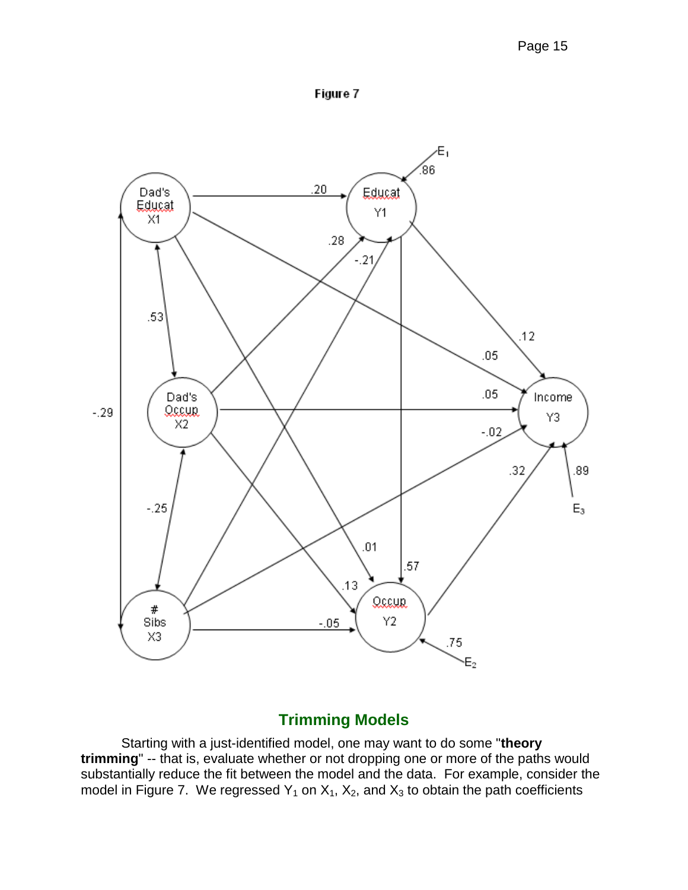Figure 7

## Trimming Models

Starting with a just-identified model, one may want to do some "**theory trimming**" -- that is, evaluate whether or not dropping one or more of the paths would substantially reduce the fit between the model and the data. For example, consider the model in Figure 7. We regressed $Y_1$ on $X_1$, $X_2$, and $X_3$ to obtain the path coefficients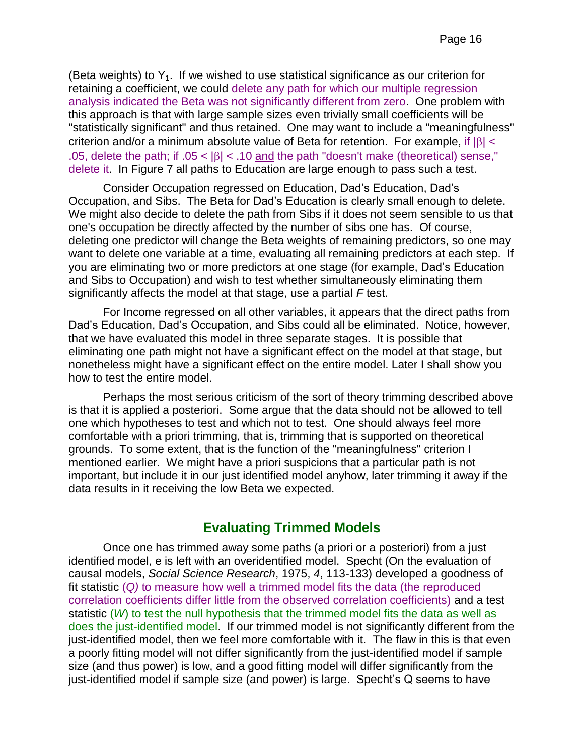(Beta weights) to $Y_1$. If we wished to use statistical significance as our criterion for retaining a coefficient, we could delete any path for which our multiple regression analysis indicated the Beta was not significantly different from zero. One problem with this approach is that with large sample sizes even trivially small coefficients will be "statistically significant" and thus retained. One may want to include a "meaningfulness" criterion and/or a minimum absolute value of Beta for retention. For example, if $|\beta| < .05$, delete the path; if $.05 < |\beta| < .10$ <u>and</u> the path "doesn't make (theoretical) sense," delete it. In Figure 7 all paths to Education are large enough to pass such a test.

Consider Occupation regressed on Education, Dad's Education, Dad's Occupation, and Sibs. The Beta for Dad's Education is clearly small enough to delete. We might also decide to delete the path from Sibs if it does not seem sensible to us that one's occupation be directly affected by the number of sibs one has. Of course, deleting one predictor will change the Beta weights of remaining predictors, so one may want to delete one variable at a time, evaluating all remaining predictors at each step. If you are eliminating two or more predictors at one stage (for example, Dad's Education and Sibs to Occupation) and wish to test whether simultaneously eliminating them significantly affects the model at that stage, use a partial *F* test.

For Income regressed on all other variables, it appears that the direct paths from Dad's Education, Dad's Occupation, and Sibs could all be eliminated. Notice, however, that we have evaluated this model in three separate stages. It is possible that eliminating one path might not have a significant effect on the model <u>at that stage</u>, but nonetheless might have a significant effect on the entire model. Later I shall show you how to test the entire model.

Perhaps the most serious criticism of the sort of theory trimming described above is that it is applied a posteriori. Some argue that the data should not be allowed to tell one which hypotheses to test and which not to test. One should always feel more comfortable with a priori trimming, that is, trimming that is supported on theoretical grounds. To some extent, that is the function of the "meaningfulness" criterion I mentioned earlier. We might have a priori suspicions that a particular path is not important, but include it in our just identified model anyhow, later trimming it away if the data results in it receiving the low Beta we expected.

## Evaluating Trimmed Models

Once one has trimmed away some paths (a priori or a posteriori) from a just identified model, e is left with an overidentified model. Specht (On the evaluation of causal models, *Social Science Research*, 1975, *4*, 113-133) developed a goodness of fit statistic (*Q)* to measure how well a trimmed model fits the data (the reproduced correlation coefficients differ little from the observed correlation coefficients) and a test statistic (*W*) to test the null hypothesis that the trimmed model fits the data as well as does the just-identified model. If our trimmed model is not significantly different from the just-identified model, then we feel more comfortable with it. The flaw in this is that even a poorly fitting model will not differ significantly from the just-identified model if sample size (and thus power) is low, and a good fitting model will differ significantly from the just-identified model if sample size (and power) is large. Specht's Q seems to have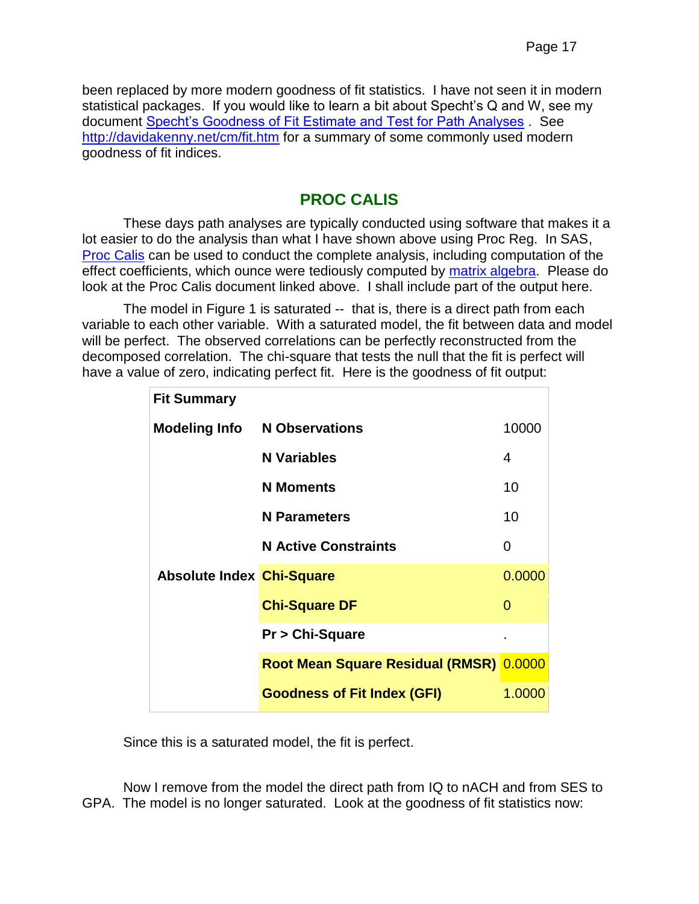been replaced by more modern goodness of fit statistics. I have not seen it in modern statistical packages. If you would like to learn a bit about Specht's Q and W, see my document [Specht's Goodness of Fit Estimate and Test for Path Analyses](). See [http://davidakenny.net/cm/fit.htm](http://davidakenny.net/cm/fit.htm) for a summary of some commonly used modern goodness of fit indices.

## PROC CALIS

These days path analyses are typically conducted using software that makes it a lot easier to do the analysis than what I have shown above using Proc Reg. In SAS, [Proc Calis]() can be used to conduct the complete analysis, including computation of the effect coefficients, which ounce were tediously computed by [matrix algebra](). Please do look at the Proc Calis document linked above. I shall include part of the output here.

The model in Figure 1 is saturated -- that is, there is a direct path from each variable to each other variable. With a saturated model, the fit between data and model will be perfect. The observed correlations can be perfectly reconstructed from the decomposed correlation. The chi-square that tests the null that the fit is perfect will have a value of zero, indicating perfect fit. Here is the goodness of fit output:

| **Fit Summary** | | |
|---|---|---|
| **Modeling Info** | **N Observations** | 10000 |
| | **N Variables** | 4 |
| | **N Moments** | 10 |
| | **N Parameters** | 10 |
| | **N Active Constraints** | 0 |
| **Absolute Index** | **Chi-Square** | 0.0000 |
| | **Chi-Square DF** | 0 |
| | **Pr > Chi-Square** | . |
| | **Root Mean Square Residual (RMSR)** | 0.0000 |
| | **Goodness of Fit Index (GFI)** | 1.0000 |

Since this is a saturated model, the fit is perfect.

Now I remove from the model the direct path from IQ to nACH and from SES to GPA. The model is no longer saturated. Look at the goodness of fit statistics now: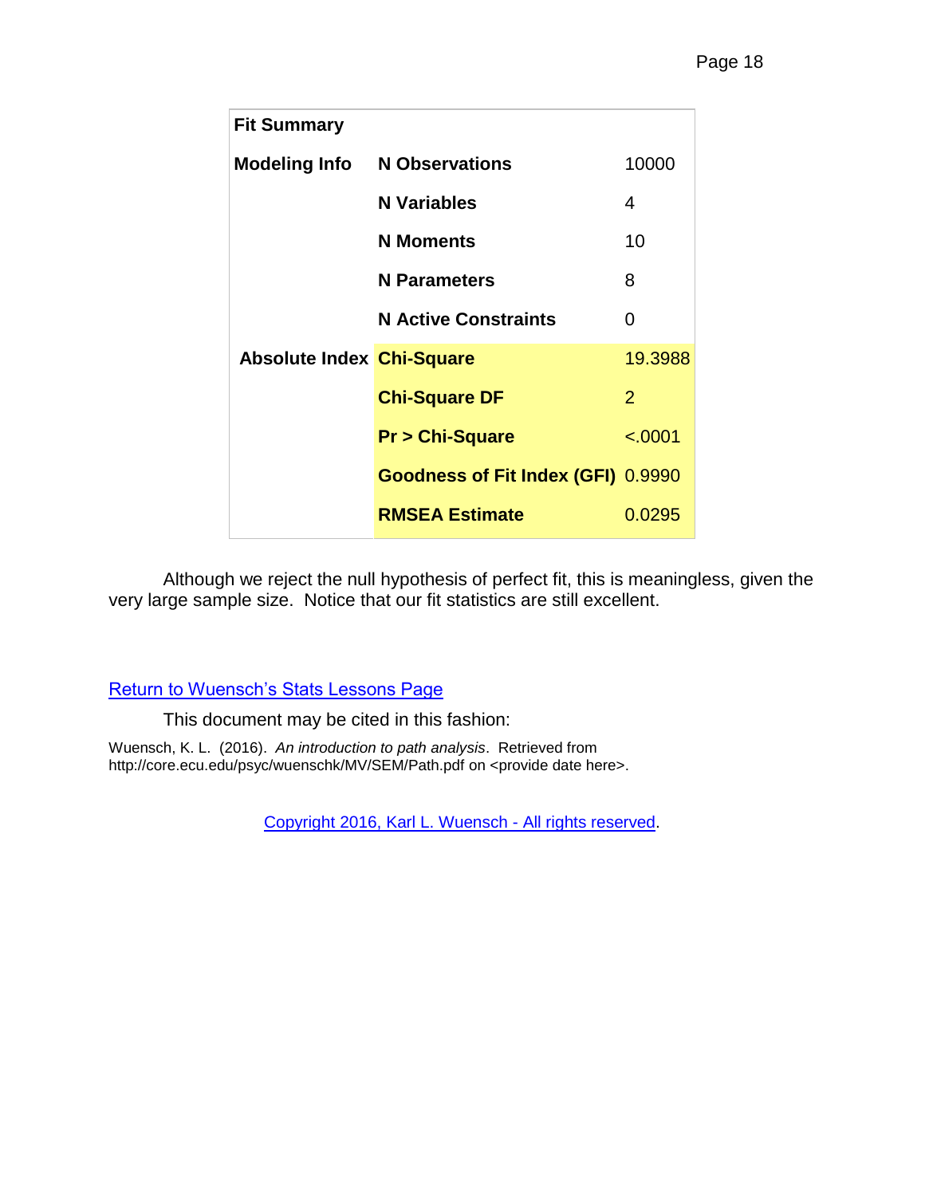| Fit Summary | | |
|---|---|---|
| **Modeling Info** | **N Observations** | 10000 |
| | **N Variables** | 4 |
| | **N Moments** | 10 |
| | **N Parameters** | 8 |
| | **N Active Constraints** | 0 |
| **Absolute Index** | **Chi-Square** | 19.3988 |
| | **Chi-Square DF** | 2 |
| | **Pr > Chi-Square** | <.0001 |
| | **Goodness of Fit Index (GFI)** | 0.9990 |
| | **RMSEA Estimate** | 0.0295 |

Although we reject the null hypothesis of perfect fit, this is meaningless, given the very large sample size. Notice that our fit statistics are still excellent.

Return to Wuensch's Stats Lessons Page

This document may be cited in this fashion:

Wuensch, K. L. (2016). *An introduction to path analysis*. Retrieved from http://core.ecu.edu/psyc/wuenschk/MV/SEM/Path.pdf on <provide date here>.

Copyright 2016, Karl L. Wuensch - All rights reserved.